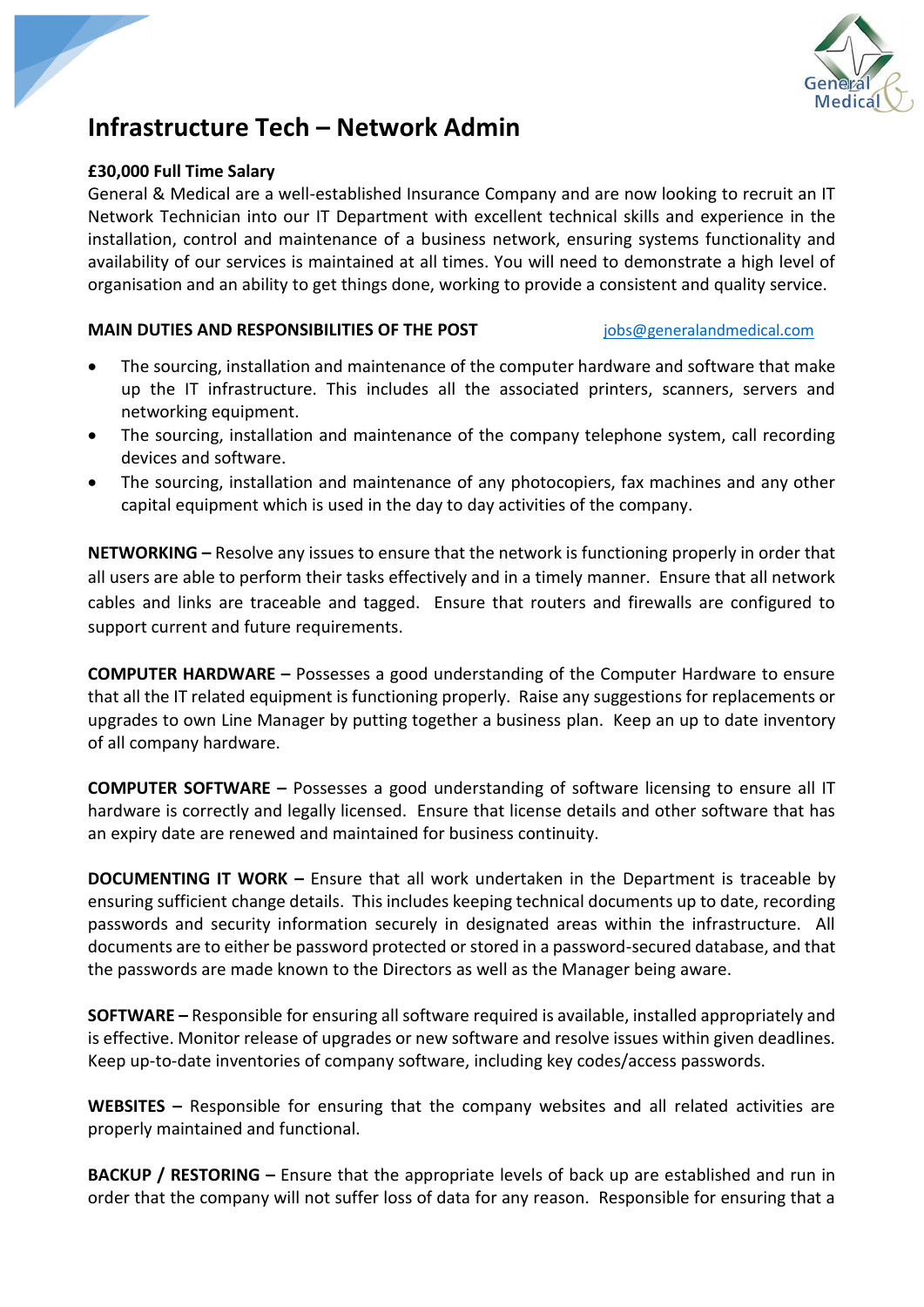# Infrastructure Tech – Network Admin

**£30,000 Full Time Salary**

General & Medical are a well-established Insurance Company and are now looking to recruit an IT Network Technician into our IT Department with excellent technical skills and experience in the installation, control and maintenance of a business network, ensuring systems functionality and availability of our services is maintained at all times. You will need to demonstrate a high level of organisation and an ability to get things done, working to provide a consistent and quality service.

**MAIN DUTIES AND RESPONSIBILITIES OF THE POST** jobs@generalandmedical.com

- The sourcing, installation and maintenance of the computer hardware and software that make up the IT infrastructure. This includes all the associated printers, scanners, servers and networking equipment.
- The sourcing, installation and maintenance of the company telephone system, call recording devices and software.
- The sourcing, installation and maintenance of any photocopiers, fax machines and any other capital equipment which is used in the day to day activities of the company.

**NETWORKING –** Resolve any issues to ensure that the network is functioning properly in order that all users are able to perform their tasks effectively and in a timely manner. Ensure that all network cables and links are traceable and tagged. Ensure that routers and firewalls are configured to support current and future requirements.

**COMPUTER HARDWARE –** Possesses a good understanding of the Computer Hardware to ensure that all the IT related equipment is functioning properly. Raise any suggestions for replacements or upgrades to own Line Manager by putting together a business plan. Keep an up to date inventory of all company hardware.

**COMPUTER SOFTWARE –** Possesses a good understanding of software licensing to ensure all IT hardware is correctly and legally licensed. Ensure that license details and other software that has an expiry date are renewed and maintained for business continuity.

**DOCUMENTING IT WORK –** Ensure that all work undertaken in the Department is traceable by ensuring sufficient change details. This includes keeping technical documents up to date, recording passwords and security information securely in designated areas within the infrastructure. All documents are to either be password protected or stored in a password-secured database, and that the passwords are made known to the Directors as well as the Manager being aware.

**SOFTWARE –** Responsible for ensuring all software required is available, installed appropriately and is effective. Monitor release of upgrades or new software and resolve issues within given deadlines. Keep up-to-date inventories of company software, including key codes/access passwords.

**WEBSITES –** Responsible for ensuring that the company websites and all related activities are properly maintained and functional.

**BACKUP / RESTORING –** Ensure that the appropriate levels of back up are established and run in order that the company will not suffer loss of data for any reason. Responsible for ensuring that a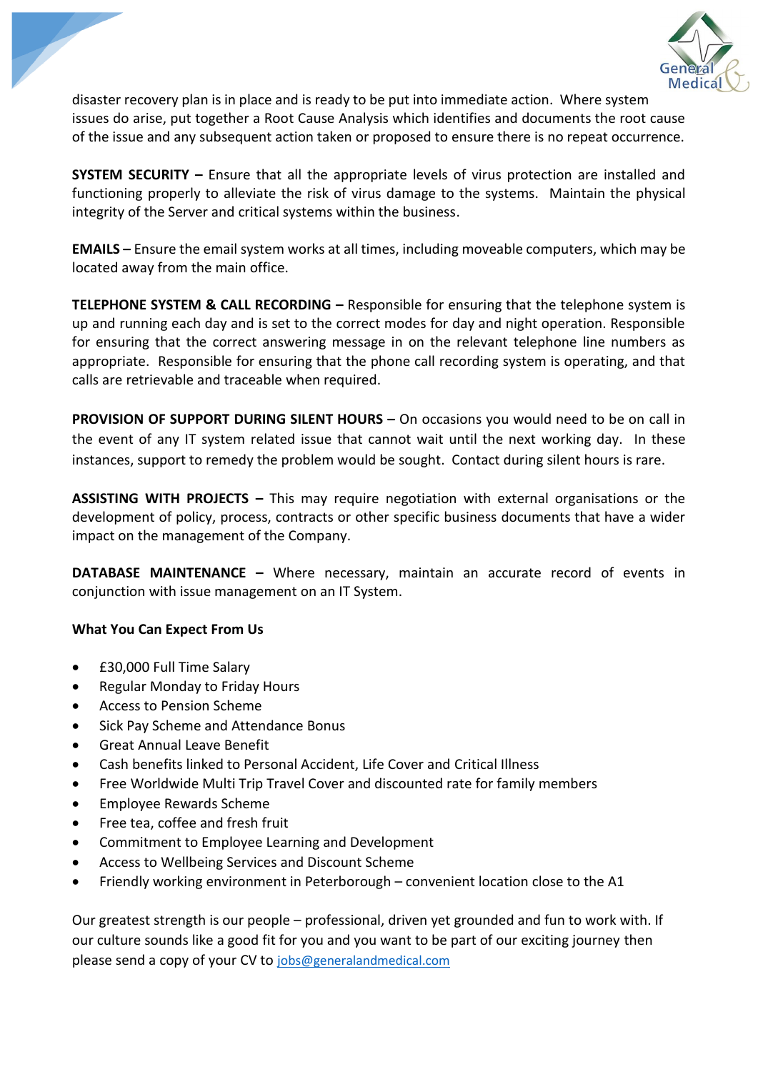disaster recovery plan is in place and is ready to be put into immediate action. Where system issues do arise, put together a Root Cause Analysis which identifies and documents the root cause of the issue and any subsequent action taken or proposed to ensure there is no repeat occurrence.

**SYSTEM SECURITY –** Ensure that all the appropriate levels of virus protection are installed and functioning properly to alleviate the risk of virus damage to the systems. Maintain the physical integrity of the Server and critical systems within the business.

**EMAILS –** Ensure the email system works at all times, including moveable computers, which may be located away from the main office.

**TELEPHONE SYSTEM & CALL RECORDING –** Responsible for ensuring that the telephone system is up and running each day and is set to the correct modes for day and night operation. Responsible for ensuring that the correct answering message in on the relevant telephone line numbers as appropriate. Responsible for ensuring that the phone call recording system is operating, and that calls are retrievable and traceable when required.

**PROVISION OF SUPPORT DURING SILENT HOURS –** On occasions you would need to be on call in the event of any IT system related issue that cannot wait until the next working day. In these instances, support to remedy the problem would be sought. Contact during silent hours is rare.

**ASSISTING WITH PROJECTS –** This may require negotiation with external organisations or the development of policy, process, contracts or other specific business documents that have a wider impact on the management of the Company.

**DATABASE MAINTENANCE –** Where necessary, maintain an accurate record of events in conjunction with issue management on an IT System.

**What You Can Expect From Us**

- £30,000 Full Time Salary
- Regular Monday to Friday Hours
- Access to Pension Scheme
- Sick Pay Scheme and Attendance Bonus
- Great Annual Leave Benefit
- Cash benefits linked to Personal Accident, Life Cover and Critical Illness
- Free Worldwide Multi Trip Travel Cover and discounted rate for family members
- Employee Rewards Scheme
- Free tea, coffee and fresh fruit
- Commitment to Employee Learning and Development
- Access to Wellbeing Services and Discount Scheme
- Friendly working environment in Peterborough – convenient location close to the A1

Our greatest strength is our people – professional, driven yet grounded and fun to work with. If our culture sounds like a good fit for you and you want to be part of our exciting journey then please send a copy of your CV to jobs@generalandmedical.com